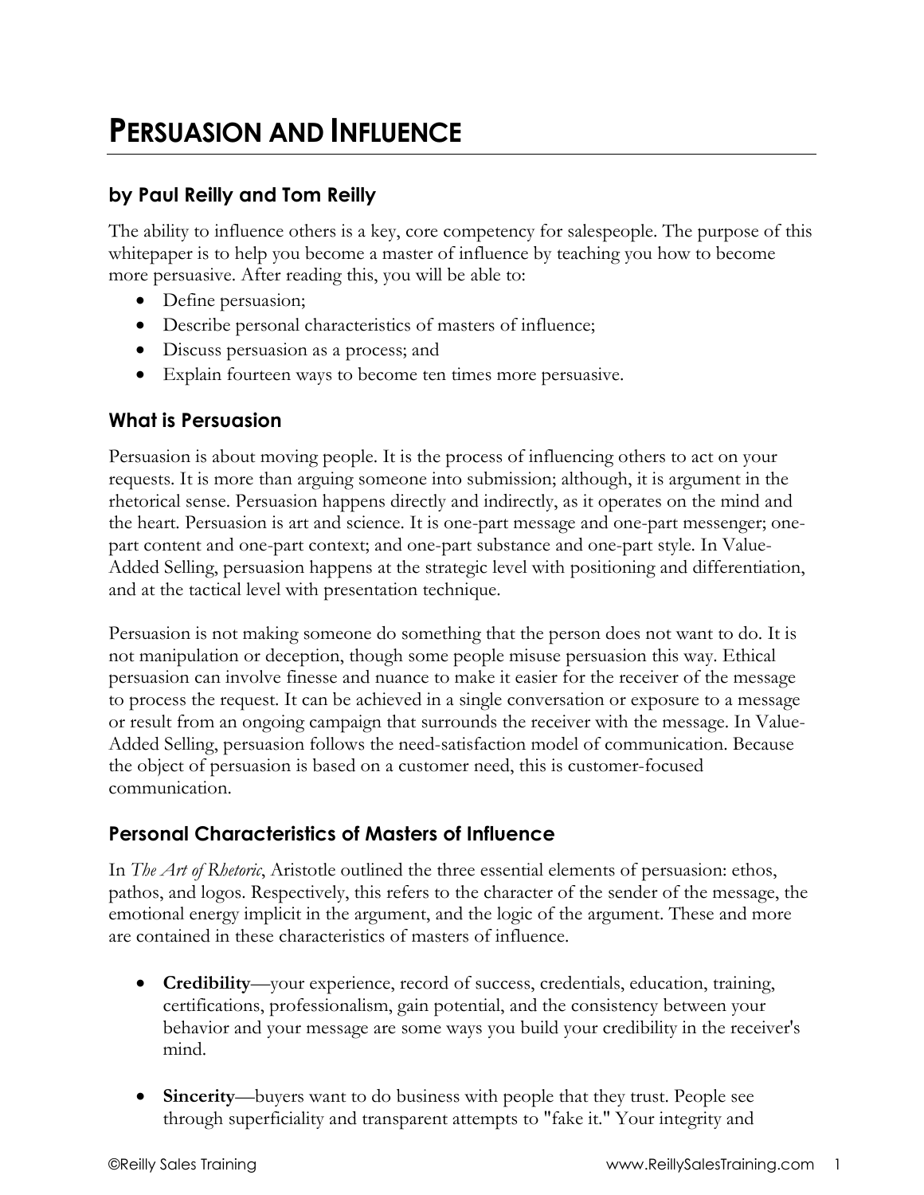# PERSUASION AND INFLUENCE

### by Paul Reilly and Tom Reilly

The ability to influence others is a key, core competency for salespeople. The purpose of this whitepaper is to help you become a master of influence by teaching you how to become more persuasive. After reading this, you will be able to:

- Define persuasion;
- Describe personal characteristics of masters of influence;
- Discuss persuasion as a process; and
- Explain fourteen ways to become ten times more persuasive.

### What is Persuasion

Persuasion is about moving people. It is the process of influencing others to act on your requests. It is more than arguing someone into submission; although, it is argument in the rhetorical sense. Persuasion happens directly and indirectly, as it operates on the mind and the heart. Persuasion is art and science. It is one-part message and one-part messenger; one-part content and one-part context; and one-part substance and one-part style. In Value-Added Selling, persuasion happens at the strategic level with positioning and differentiation, and at the tactical level with presentation technique.

Persuasion is not making someone do something that the person does not want to do. It is not manipulation or deception, though some people misuse persuasion this way. Ethical persuasion can involve finesse and nuance to make it easier for the receiver of the message to process the request. It can be achieved in a single conversation or exposure to a message or result from an ongoing campaign that surrounds the receiver with the message. In Value-Added Selling, persuasion follows the need-satisfaction model of communication. Because the object of persuasion is based on a customer need, this is customer-focused communication.

### Personal Characteristics of Masters of Influence

In *The Art of Rhetoric*, Aristotle outlined the three essential elements of persuasion: ethos, pathos, and logos. Respectively, this refers to the character of the sender of the message, the emotional energy implicit in the argument, and the logic of the argument. These and more are contained in these characteristics of masters of influence.

- **Credibility**—your experience, record of success, credentials, education, training, certifications, professionalism, gain potential, and the consistency between your behavior and your message are some ways you build your credibility in the receiver's mind.

- **Sincerity**—buyers want to do business with people that they trust. People see through superficiality and transparent attempts to "fake it." Your integrity and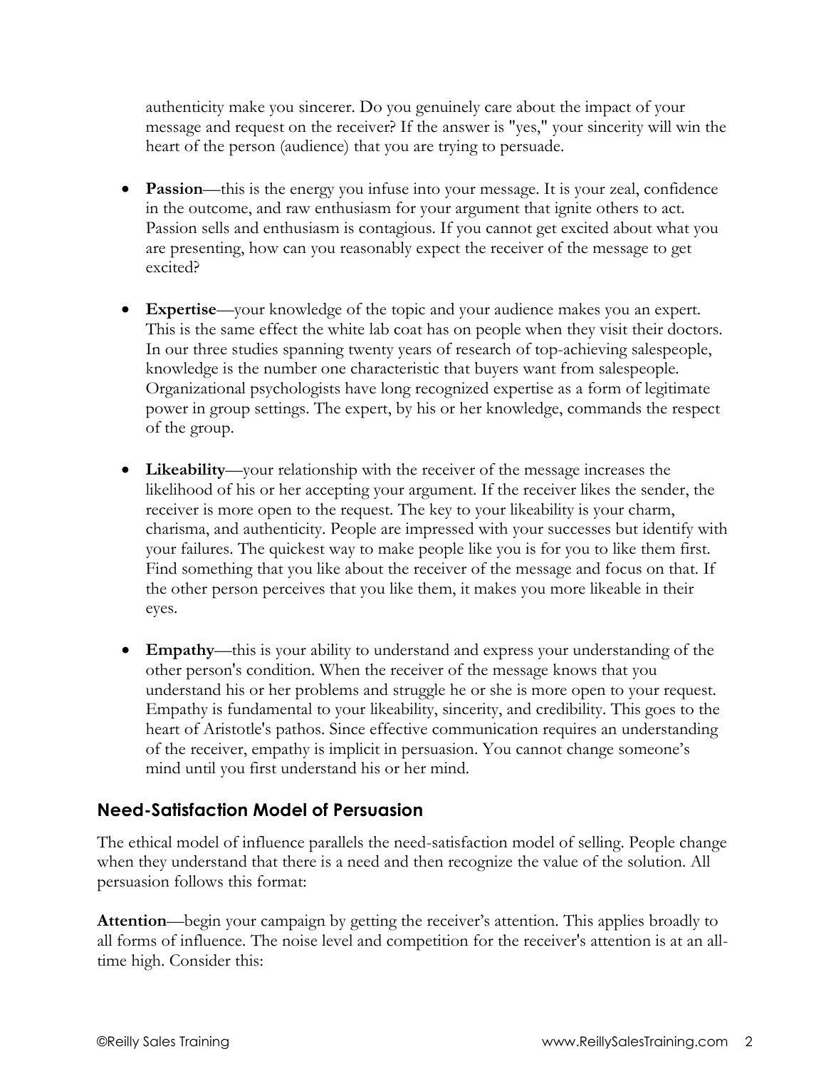authenticity make you sincerer. Do you genuinely care about the impact of your message and request on the receiver? If the answer is "yes," your sincerity will win the heart of the person (audience) that you are trying to persuade.

- **Passion**—this is the energy you infuse into your message. It is your zeal, confidence in the outcome, and raw enthusiasm for your argument that ignite others to act. Passion sells and enthusiasm is contagious. If you cannot get excited about what you are presenting, how can you reasonably expect the receiver of the message to get excited?

- **Expertise**—your knowledge of the topic and your audience makes you an expert. This is the same effect the white lab coat has on people when they visit their doctors. In our three studies spanning twenty years of research of top-achieving salespeople, knowledge is the number one characteristic that buyers want from salespeople. Organizational psychologists have long recognized expertise as a form of legitimate power in group settings. The expert, by his or her knowledge, commands the respect of the group.

- **Likeability**—your relationship with the receiver of the message increases the likelihood of his or her accepting your argument. If the receiver likes the sender, the receiver is more open to the request. The key to your likeability is your charm, charisma, and authenticity. People are impressed with your successes but identify with your failures. The quickest way to make people like you is for you to like them first. Find something that you like about the receiver of the message and focus on that. If the other person perceives that you like them, it makes you more likeable in their eyes.

- **Empathy**—this is your ability to understand and express your understanding of the other person's condition. When the receiver of the message knows that you understand his or her problems and struggle he or she is more open to your request. Empathy is fundamental to your likeability, sincerity, and credibility. This goes to the heart of Aristotle's pathos. Since effective communication requires an understanding of the receiver, empathy is implicit in persuasion. You cannot change someone's mind until you first understand his or her mind.

## Need-Satisfaction Model of Persuasion

The ethical model of influence parallels the need-satisfaction model of selling. People change when they understand that there is a need and then recognize the value of the solution. All persuasion follows this format:

**Attention**—begin your campaign by getting the receiver's attention. This applies broadly to all forms of influence. The noise level and competition for the receiver's attention is at an all-time high. Consider this: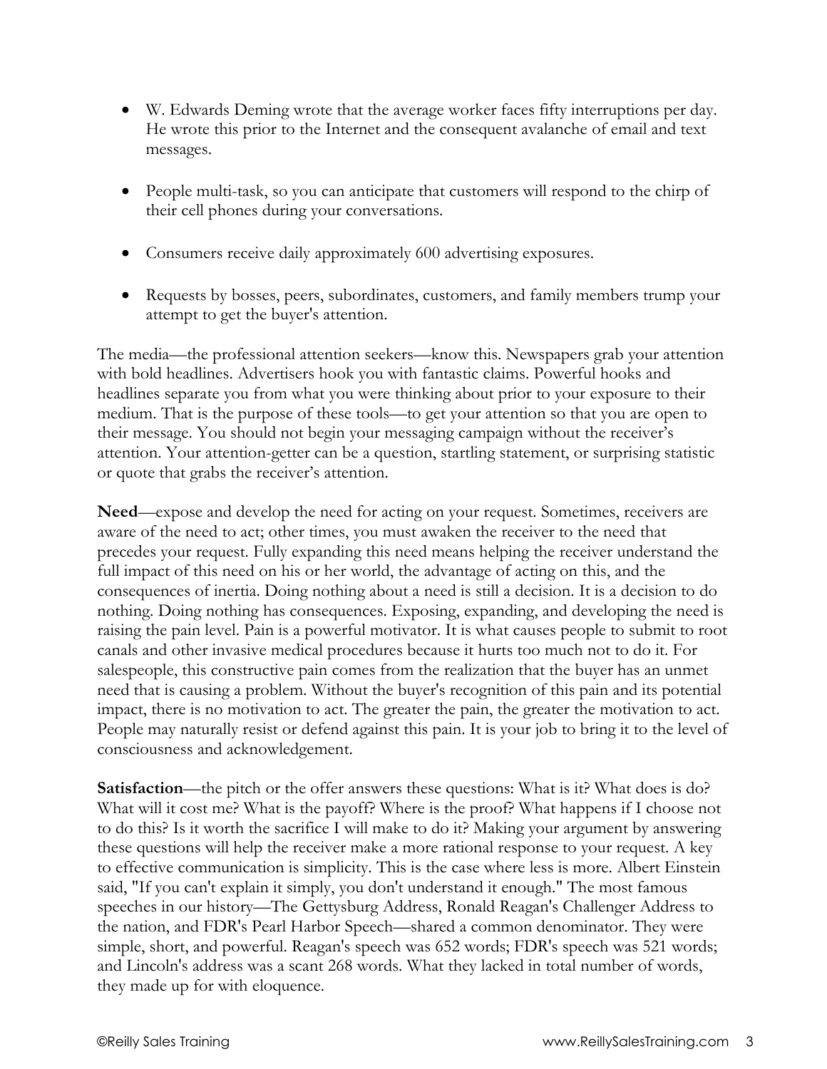- W. Edwards Deming wrote that the average worker faces fifty interruptions per day. He wrote this prior to the Internet and the consequent avalanche of email and text messages.

- People multi-task, so you can anticipate that customers will respond to the chirp of their cell phones during your conversations.

- Consumers receive daily approximately 600 advertising exposures.

- Requests by bosses, peers, subordinates, customers, and family members trump your attempt to get the buyer's attention.

The media—the professional attention seekers—know this. Newspapers grab your attention with bold headlines. Advertisers hook you with fantastic claims. Powerful hooks and headlines separate you from what you were thinking about prior to your exposure to their medium. That is the purpose of these tools—to get your attention so that you are open to their message. You should not begin your messaging campaign without the receiver's attention. Your attention-getter can be a question, startling statement, or surprising statistic or quote that grabs the receiver's attention.

**Need**—expose and develop the need for acting on your request. Sometimes, receivers are aware of the need to act; other times, you must awaken the receiver to the need that precedes your request. Fully expanding this need means helping the receiver understand the full impact of this need on his or her world, the advantage of acting on this, and the consequences of inertia. Doing nothing about a need is still a decision. It is a decision to do nothing. Doing nothing has consequences. Exposing, expanding, and developing the need is raising the pain level. Pain is a powerful motivator. It is what causes people to submit to root canals and other invasive medical procedures because it hurts too much not to do it. For salespeople, this constructive pain comes from the realization that the buyer has an unmet need that is causing a problem. Without the buyer's recognition of this pain and its potential impact, there is no motivation to act. The greater the pain, the greater the motivation to act. People may naturally resist or defend against this pain. It is your job to bring it to the level of consciousness and acknowledgement.

**Satisfaction**—the pitch or the offer answers these questions: What is it? What does is do? What will it cost me? What is the payoff? Where is the proof? What happens if I choose not to do this? Is it worth the sacrifice I will make to do it? Making your argument by answering these questions will help the receiver make a more rational response to your request. A key to effective communication is simplicity. This is the case where less is more. Albert Einstein said, "If you can't explain it simply, you don't understand it enough." The most famous speeches in our history—The Gettysburg Address, Ronald Reagan's Challenger Address to the nation, and FDR's Pearl Harbor Speech—shared a common denominator. They were simple, short, and powerful. Reagan's speech was 652 words; FDR's speech was 521 words; and Lincoln's address was a scant 268 words. What they lacked in total number of words, they made up for with eloquence.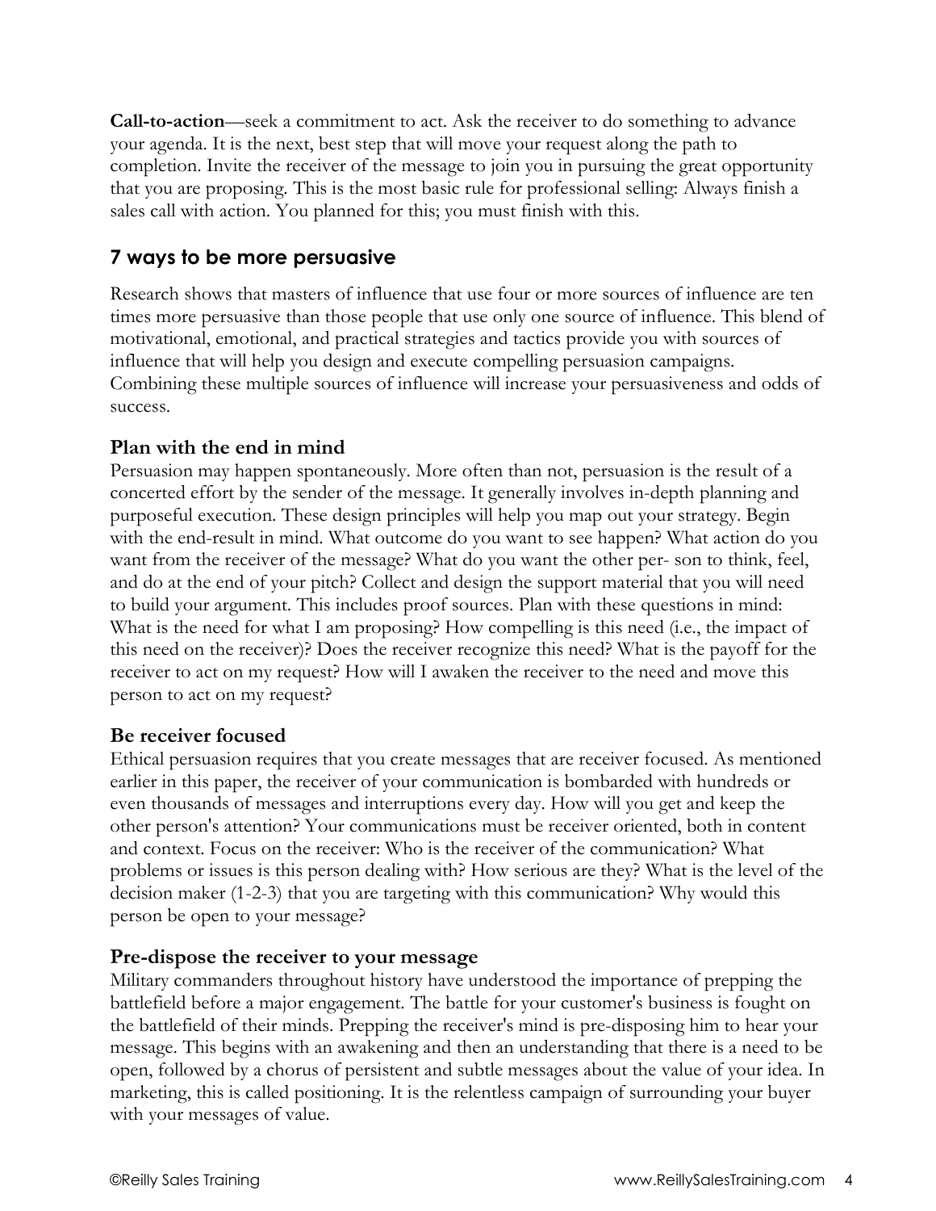**Call-to-action**—seek a commitment to act. Ask the receiver to do something to advance your agenda. It is the next, best step that will move your request along the path to completion. Invite the receiver of the message to join you in pursuing the great opportunity that you are proposing. This is the most basic rule for professional selling: Always finish a sales call with action. You planned for this; you must finish with this.

## 7 ways to be more persuasive

Research shows that masters of influence that use four or more sources of influence are ten times more persuasive than those people that use only one source of influence. This blend of motivational, emotional, and practical strategies and tactics provide you with sources of influence that will help you design and execute compelling persuasion campaigns. Combining these multiple sources of influence will increase your persuasiveness and odds of success.

### Plan with the end in mind

Persuasion may happen spontaneously. More often than not, persuasion is the result of a concerted effort by the sender of the message. It generally involves in-depth planning and purposeful execution. These design principles will help you map out your strategy. Begin with the end-result in mind. What outcome do you want to see happen? What action do you want from the receiver of the message? What do you want the other per- son to think, feel, and do at the end of your pitch? Collect and design the support material that you will need to build your argument. This includes proof sources. Plan with these questions in mind: What is the need for what I am proposing? How compelling is this need (i.e., the impact of this need on the receiver)? Does the receiver recognize this need? What is the payoff for the receiver to act on my request? How will I awaken the receiver to the need and move this person to act on my request?

### Be receiver focused

Ethical persuasion requires that you create messages that are receiver focused. As mentioned earlier in this paper, the receiver of your communication is bombarded with hundreds or even thousands of messages and interruptions every day. How will you get and keep the other person's attention? Your communications must be receiver oriented, both in content and context. Focus on the receiver: Who is the receiver of the communication? What problems or issues is this person dealing with? How serious are they? What is the level of the decision maker (1-2-3) that you are targeting with this communication? Why would this person be open to your message?

### Pre-dispose the receiver to your message

Military commanders throughout history have understood the importance of prepping the battlefield before a major engagement. The battle for your customer's business is fought on the battlefield of their minds. Prepping the receiver's mind is pre-disposing him to hear your message. This begins with an awakening and then an understanding that there is a need to be open, followed by a chorus of persistent and subtle messages about the value of your idea. In marketing, this is called positioning. It is the relentless campaign of surrounding your buyer with your messages of value.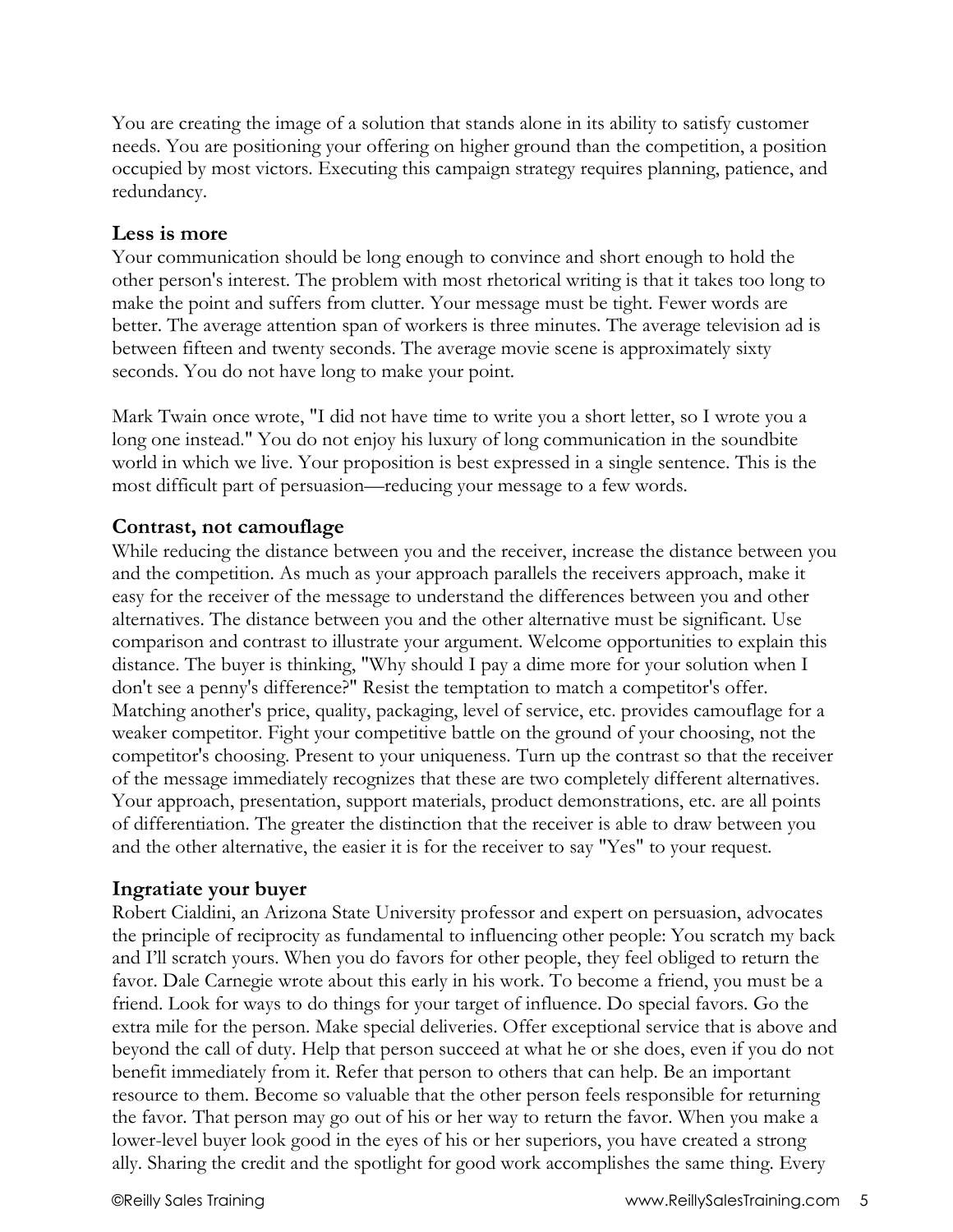You are creating the image of a solution that stands alone in its ability to satisfy customer needs. You are positioning your offering on higher ground than the competition, a position occupied by most victors. Executing this campaign strategy requires planning, patience, and redundancy.

### Less is more

Your communication should be long enough to convince and short enough to hold the other person's interest. The problem with most rhetorical writing is that it takes too long to make the point and suffers from clutter. Your message must be tight. Fewer words are better. The average attention span of workers is three minutes. The average television ad is between fifteen and twenty seconds. The average movie scene is approximately sixty seconds. You do not have long to make your point.

Mark Twain once wrote, "I did not have time to write you a short letter, so I wrote you a long one instead." You do not enjoy his luxury of long communication in the soundbite world in which we live. Your proposition is best expressed in a single sentence. This is the most difficult part of persuasion—reducing your message to a few words.

### Contrast, not camouflage

While reducing the distance between you and the receiver, increase the distance between you and the competition. As much as your approach parallels the receivers approach, make it easy for the receiver of the message to understand the differences between you and other alternatives. The distance between you and the other alternative must be significant. Use comparison and contrast to illustrate your argument. Welcome opportunities to explain this distance. The buyer is thinking, "Why should I pay a dime more for your solution when I don't see a penny's difference?" Resist the temptation to match a competitor's offer. Matching another's price, quality, packaging, level of service, etc. provides camouflage for a weaker competitor. Fight your competitive battle on the ground of your choosing, not the competitor's choosing. Present to your uniqueness. Turn up the contrast so that the receiver of the message immediately recognizes that these are two completely different alternatives. Your approach, presentation, support materials, product demonstrations, etc. are all points of differentiation. The greater the distinction that the receiver is able to draw between you and the other alternative, the easier it is for the receiver to say "Yes" to your request.

### Ingratiate your buyer

Robert Cialdini, an Arizona State University professor and expert on persuasion, advocates the principle of reciprocity as fundamental to influencing other people: You scratch my back and I'll scratch yours. When you do favors for other people, they feel obliged to return the favor. Dale Carnegie wrote about this early in his work. To become a friend, you must be a friend. Look for ways to do things for your target of influence. Do special favors. Go the extra mile for the person. Make special deliveries. Offer exceptional service that is above and beyond the call of duty. Help that person succeed at what he or she does, even if you do not benefit immediately from it. Refer that person to others that can help. Be an important resource to them. Become so valuable that the other person feels responsible for returning the favor. That person may go out of his or her way to return the favor. When you make a lower-level buyer look good in the eyes of his or her superiors, you have created a strong ally. Sharing the credit and the spotlight for good work accomplishes the same thing. Every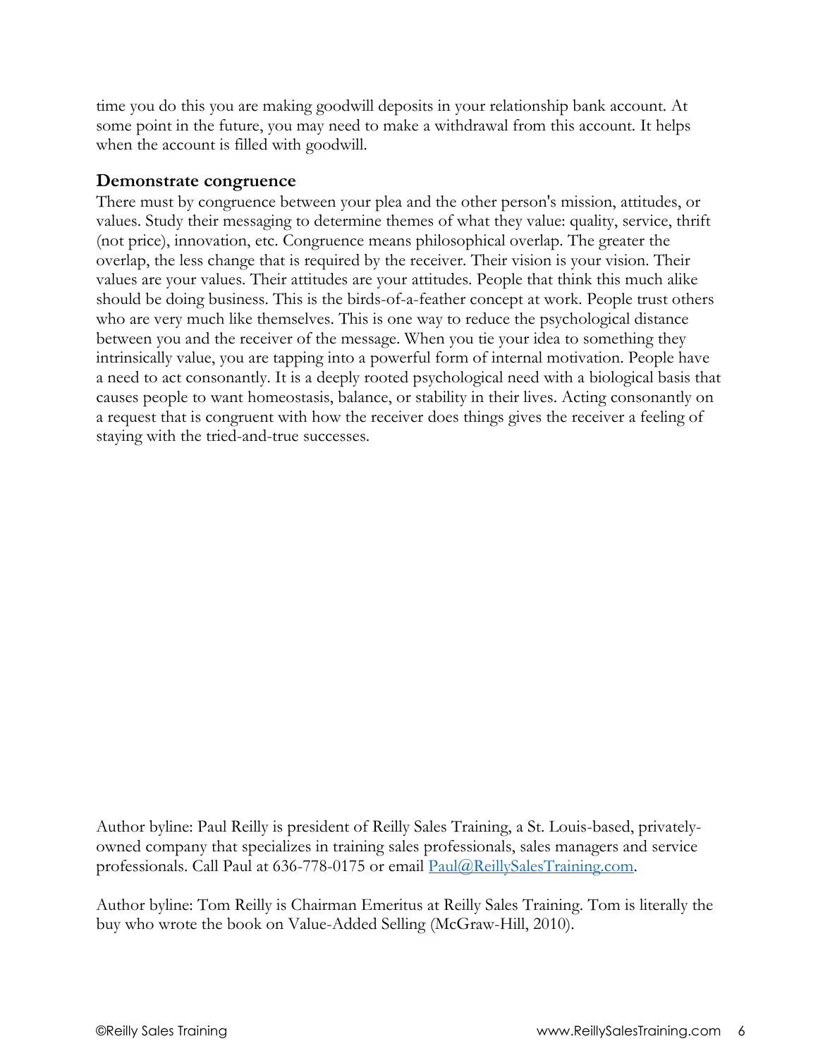time you do this you are making goodwill deposits in your relationship bank account. At some point in the future, you may need to make a withdrawal from this account. It helps when the account is filled with goodwill.

### Demonstrate congruence

There must by congruence between your plea and the other person's mission, attitudes, or values. Study their messaging to determine themes of what they value: quality, service, thrift (not price), innovation, etc. Congruence means philosophical overlap. The greater the overlap, the less change that is required by the receiver. Their vision is your vision. Their values are your values. Their attitudes are your attitudes. People that think this much alike should be doing business. This is the birds-of-a-feather concept at work. People trust others who are very much like themselves. This is one way to reduce the psychological distance between you and the receiver of the message. When you tie your idea to something they intrinsically value, you are tapping into a powerful form of internal motivation. People have a need to act consonantly. It is a deeply rooted psychological need with a biological basis that causes people to want homeostasis, balance, or stability in their lives. Acting consonantly on a request that is congruent with how the receiver does things gives the receiver a feeling of staying with the tried-and-true successes.

Author byline: Paul Reilly is president of Reilly Sales Training, a St. Louis-based, privately-owned company that specializes in training sales professionals, sales managers and service professionals. Call Paul at 636-778-0175 or email [Paul@ReillySalesTraining.com](mailto:Paul@ReillySalesTraining.com).

Author byline: Tom Reilly is Chairman Emeritus at Reilly Sales Training. Tom is literally the buy who wrote the book on Value-Added Selling (McGraw-Hill, 2010).